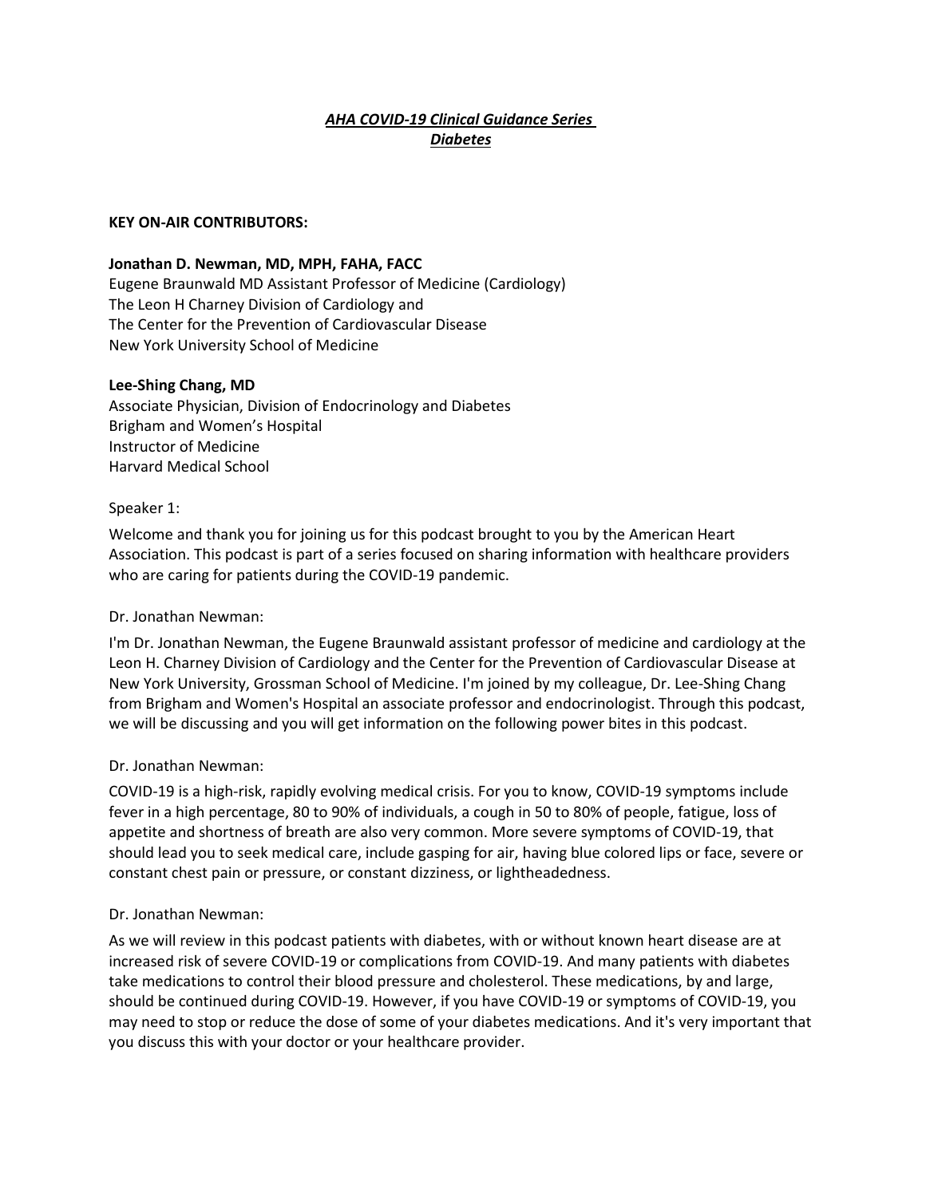***AHA COVID-19 Clinical Guidance Series***
***Diabetes***

**KEY ON-AIR CONTRIBUTORS:**

**Jonathan D. Newman, MD, MPH, FAHA, FACC**
Eugene Braunwald MD Assistant Professor of Medicine (Cardiology)
The Leon H Charney Division of Cardiology and
The Center for the Prevention of Cardiovascular Disease
New York University School of Medicine

**Lee-Shing Chang, MD**
Associate Physician, Division of Endocrinology and Diabetes
Brigham and Women's Hospital
Instructor of Medicine
Harvard Medical School

Speaker 1:

Welcome and thank you for joining us for this podcast brought to you by the American Heart Association. This podcast is part of a series focused on sharing information with healthcare providers who are caring for patients during the COVID-19 pandemic.

Dr. Jonathan Newman:

I'm Dr. Jonathan Newman, the Eugene Braunwald assistant professor of medicine and cardiology at the Leon H. Charney Division of Cardiology and the Center for the Prevention of Cardiovascular Disease at New York University, Grossman School of Medicine. I'm joined by my colleague, Dr. Lee-Shing Chang from Brigham and Women's Hospital an associate professor and endocrinologist. Through this podcast, we will be discussing and you will get information on the following power bites in this podcast.

Dr. Jonathan Newman:

COVID-19 is a high-risk, rapidly evolving medical crisis. For you to know, COVID-19 symptoms include fever in a high percentage, 80 to 90% of individuals, a cough in 50 to 80% of people, fatigue, loss of appetite and shortness of breath are also very common. More severe symptoms of COVID-19, that should lead you to seek medical care, include gasping for air, having blue colored lips or face, severe or constant chest pain or pressure, or constant dizziness, or lightheadedness.

Dr. Jonathan Newman:

As we will review in this podcast patients with diabetes, with or without known heart disease are at increased risk of severe COVID-19 or complications from COVID-19. And many patients with diabetes take medications to control their blood pressure and cholesterol. These medications, by and large, should be continued during COVID-19. However, if you have COVID-19 or symptoms of COVID-19, you may need to stop or reduce the dose of some of your diabetes medications. And it's very important that you discuss this with your doctor or your healthcare provider.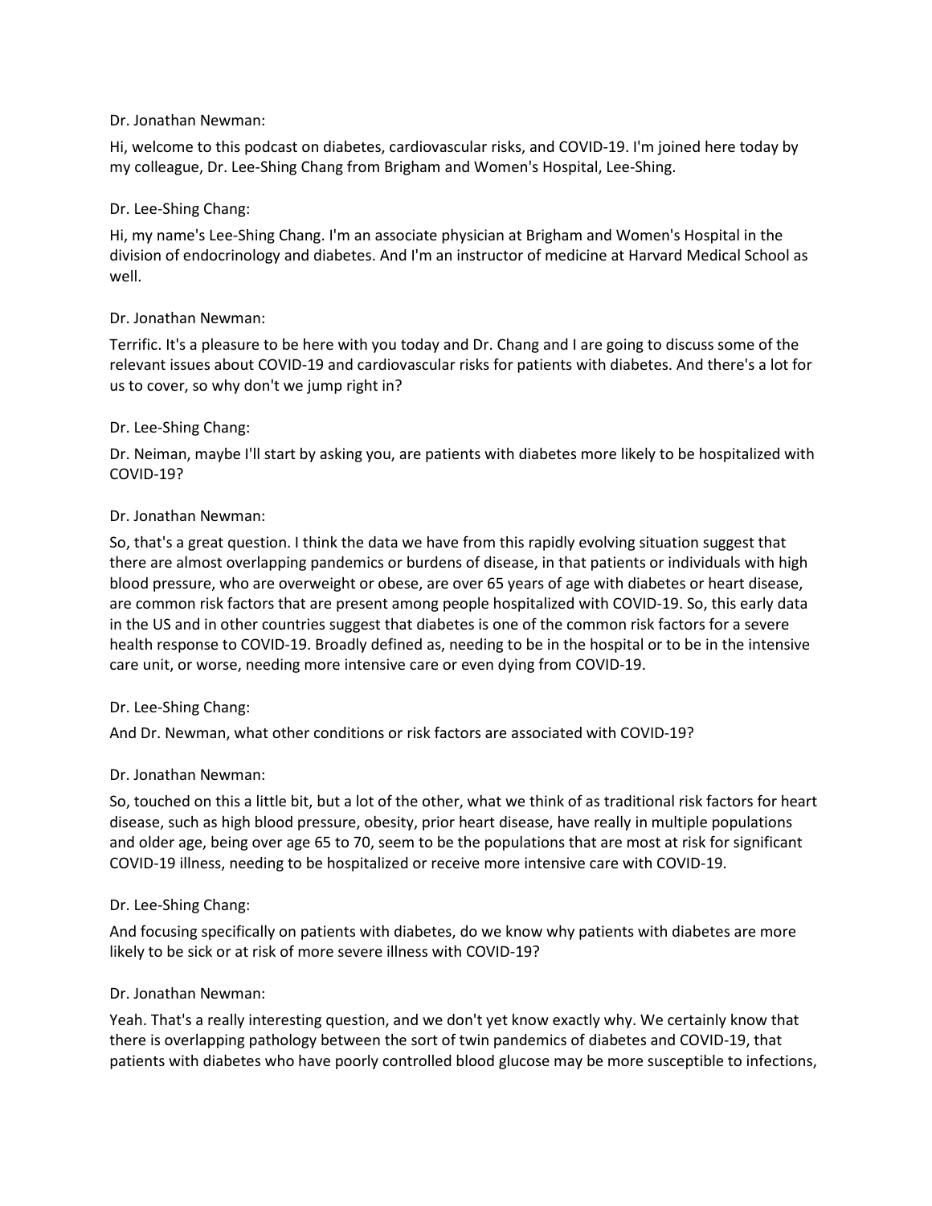Dr. Jonathan Newman:

Hi, welcome to this podcast on diabetes, cardiovascular risks, and COVID-19. I'm joined here today by my colleague, Dr. Lee-Shing Chang from Brigham and Women's Hospital, Lee-Shing.

Dr. Lee-Shing Chang:

Hi, my name's Lee-Shing Chang. I'm an associate physician at Brigham and Women's Hospital in the division of endocrinology and diabetes. And I'm an instructor of medicine at Harvard Medical School as well.

Dr. Jonathan Newman:

Terrific. It's a pleasure to be here with you today and Dr. Chang and I are going to discuss some of the relevant issues about COVID-19 and cardiovascular risks for patients with diabetes. And there's a lot for us to cover, so why don't we jump right in?

Dr. Lee-Shing Chang:

Dr. Neiman, maybe I'll start by asking you, are patients with diabetes more likely to be hospitalized with COVID-19?

Dr. Jonathan Newman:

So, that's a great question. I think the data we have from this rapidly evolving situation suggest that there are almost overlapping pandemics or burdens of disease, in that patients or individuals with high blood pressure, who are overweight or obese, are over 65 years of age with diabetes or heart disease, are common risk factors that are present among people hospitalized with COVID-19. So, this early data in the US and in other countries suggest that diabetes is one of the common risk factors for a severe health response to COVID-19. Broadly defined as, needing to be in the hospital or to be in the intensive care unit, or worse, needing more intensive care or even dying from COVID-19.

Dr. Lee-Shing Chang:

And Dr. Newman, what other conditions or risk factors are associated with COVID-19?

Dr. Jonathan Newman:

So, touched on this a little bit, but a lot of the other, what we think of as traditional risk factors for heart disease, such as high blood pressure, obesity, prior heart disease, have really in multiple populations and older age, being over age 65 to 70, seem to be the populations that are most at risk for significant COVID-19 illness, needing to be hospitalized or receive more intensive care with COVID-19.

Dr. Lee-Shing Chang:

And focusing specifically on patients with diabetes, do we know why patients with diabetes are more likely to be sick or at risk of more severe illness with COVID-19?

Dr. Jonathan Newman:

Yeah. That's a really interesting question, and we don't yet know exactly why. We certainly know that there is overlapping pathology between the sort of twin pandemics of diabetes and COVID-19, that patients with diabetes who have poorly controlled blood glucose may be more susceptible to infections,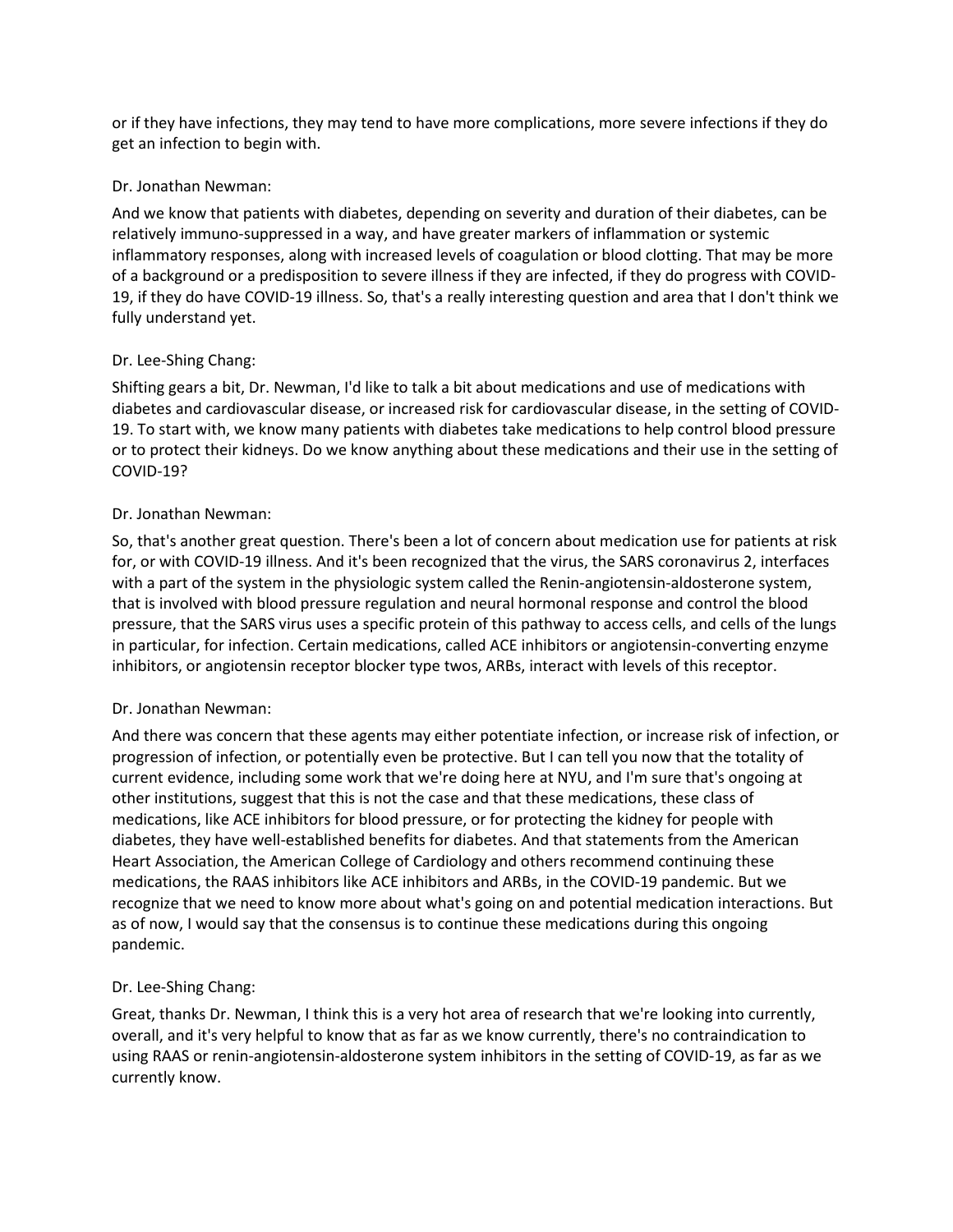or if they have infections, they may tend to have more complications, more severe infections if they do get an infection to begin with.

Dr. Jonathan Newman:

And we know that patients with diabetes, depending on severity and duration of their diabetes, can be relatively immuno-suppressed in a way, and have greater markers of inflammation or systemic inflammatory responses, along with increased levels of coagulation or blood clotting. That may be more of a background or a predisposition to severe illness if they are infected, if they do progress with COVID-19, if they do have COVID-19 illness. So, that's a really interesting question and area that I don't think we fully understand yet.

Dr. Lee-Shing Chang:

Shifting gears a bit, Dr. Newman, I'd like to talk a bit about medications and use of medications with diabetes and cardiovascular disease, or increased risk for cardiovascular disease, in the setting of COVID-19. To start with, we know many patients with diabetes take medications to help control blood pressure or to protect their kidneys. Do we know anything about these medications and their use in the setting of COVID-19?

Dr. Jonathan Newman:

So, that's another great question. There's been a lot of concern about medication use for patients at risk for, or with COVID-19 illness. And it's been recognized that the virus, the SARS coronavirus 2, interfaces with a part of the system in the physiologic system called the Renin-angiotensin-aldosterone system, that is involved with blood pressure regulation and neural hormonal response and control the blood pressure, that the SARS virus uses a specific protein of this pathway to access cells, and cells of the lungs in particular, for infection. Certain medications, called ACE inhibitors or angiotensin-converting enzyme inhibitors, or angiotensin receptor blocker type twos, ARBs, interact with levels of this receptor.

Dr. Jonathan Newman:

And there was concern that these agents may either potentiate infection, or increase risk of infection, or progression of infection, or potentially even be protective. But I can tell you now that the totality of current evidence, including some work that we're doing here at NYU, and I'm sure that's ongoing at other institutions, suggest that this is not the case and that these medications, these class of medications, like ACE inhibitors for blood pressure, or for protecting the kidney for people with diabetes, they have well-established benefits for diabetes. And that statements from the American Heart Association, the American College of Cardiology and others recommend continuing these medications, the RAAS inhibitors like ACE inhibitors and ARBs, in the COVID-19 pandemic. But we recognize that we need to know more about what's going on and potential medication interactions. But as of now, I would say that the consensus is to continue these medications during this ongoing pandemic.

Dr. Lee-Shing Chang:

Great, thanks Dr. Newman, I think this is a very hot area of research that we're looking into currently, overall, and it's very helpful to know that as far as we know currently, there's no contraindication to using RAAS or renin-angiotensin-aldosterone system inhibitors in the setting of COVID-19, as far as we currently know.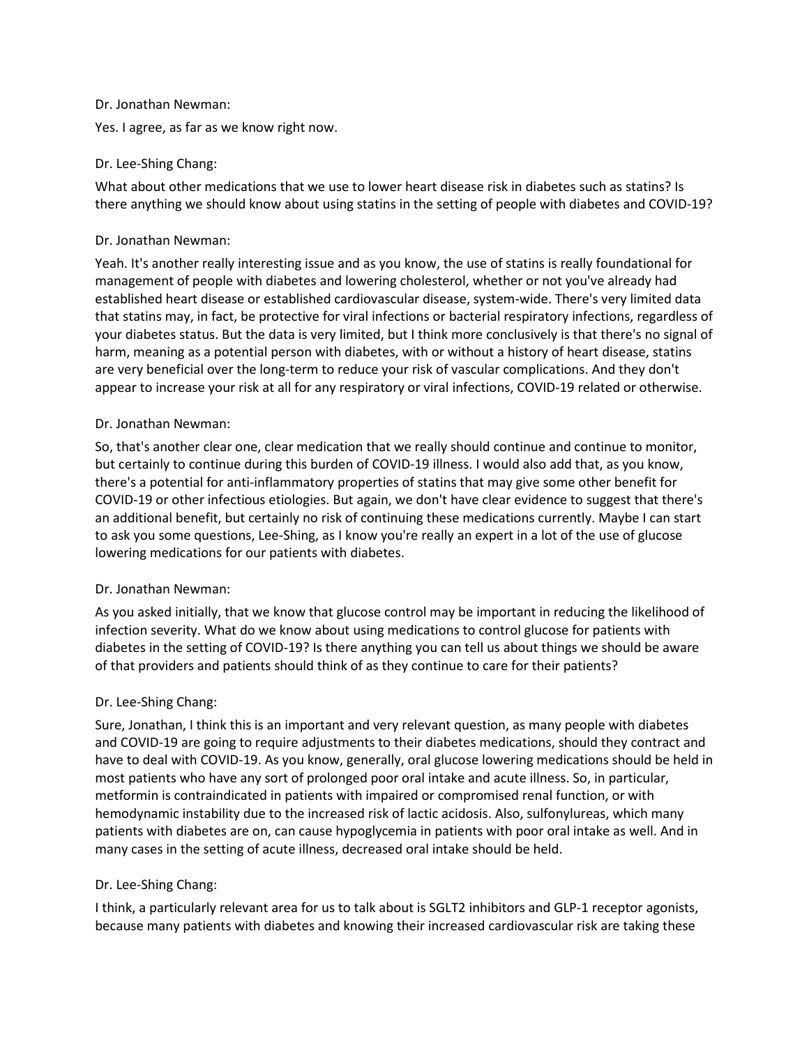Dr. Jonathan Newman:

Yes. I agree, as far as we know right now.

Dr. Lee-Shing Chang:

What about other medications that we use to lower heart disease risk in diabetes such as statins? Is there anything we should know about using statins in the setting of people with diabetes and COVID-19?

Dr. Jonathan Newman:

Yeah. It's another really interesting issue and as you know, the use of statins is really foundational for management of people with diabetes and lowering cholesterol, whether or not you've already had established heart disease or established cardiovascular disease, system-wide. There's very limited data that statins may, in fact, be protective for viral infections or bacterial respiratory infections, regardless of your diabetes status. But the data is very limited, but I think more conclusively is that there's no signal of harm, meaning as a potential person with diabetes, with or without a history of heart disease, statins are very beneficial over the long-term to reduce your risk of vascular complications. And they don't appear to increase your risk at all for any respiratory or viral infections, COVID-19 related or otherwise.

Dr. Jonathan Newman:

So, that's another clear one, clear medication that we really should continue and continue to monitor, but certainly to continue during this burden of COVID-19 illness. I would also add that, as you know, there's a potential for anti-inflammatory properties of statins that may give some other benefit for COVID-19 or other infectious etiologies. But again, we don't have clear evidence to suggest that there's an additional benefit, but certainly no risk of continuing these medications currently. Maybe I can start to ask you some questions, Lee-Shing, as I know you're really an expert in a lot of the use of glucose lowering medications for our patients with diabetes.

Dr. Jonathan Newman:

As you asked initially, that we know that glucose control may be important in reducing the likelihood of infection severity. What do we know about using medications to control glucose for patients with diabetes in the setting of COVID-19? Is there anything you can tell us about things we should be aware of that providers and patients should think of as they continue to care for their patients?

Dr. Lee-Shing Chang:

Sure, Jonathan, I think this is an important and very relevant question, as many people with diabetes and COVID-19 are going to require adjustments to their diabetes medications, should they contract and have to deal with COVID-19. As you know, generally, oral glucose lowering medications should be held in most patients who have any sort of prolonged poor oral intake and acute illness. So, in particular, metformin is contraindicated in patients with impaired or compromised renal function, or with hemodynamic instability due to the increased risk of lactic acidosis. Also, sulfonylureas, which many patients with diabetes are on, can cause hypoglycemia in patients with poor oral intake as well. And in many cases in the setting of acute illness, decreased oral intake should be held.

Dr. Lee-Shing Chang:

I think, a particularly relevant area for us to talk about is SGLT2 inhibitors and GLP-1 receptor agonists, because many patients with diabetes and knowing their increased cardiovascular risk are taking these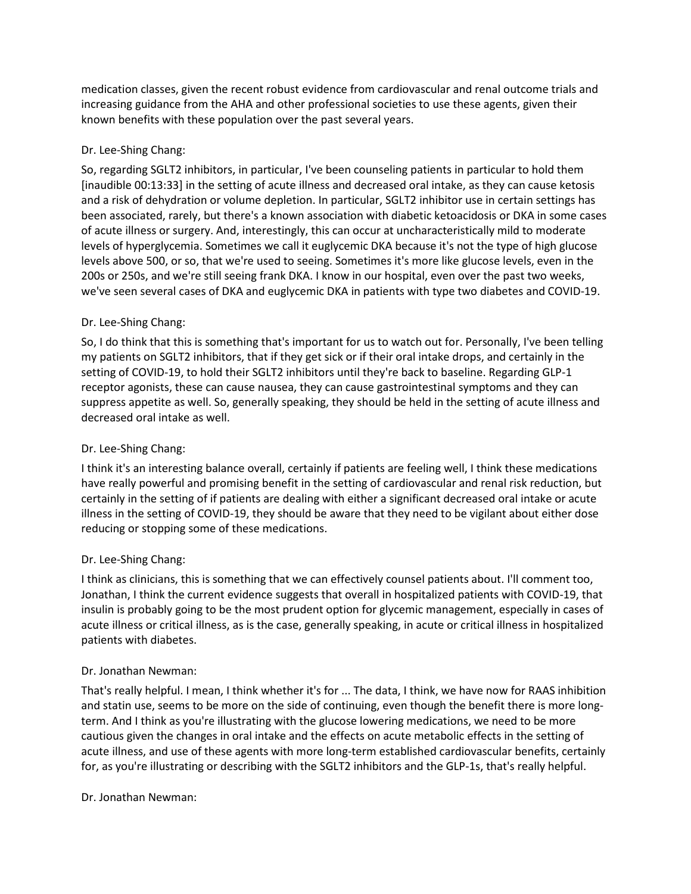medication classes, given the recent robust evidence from cardiovascular and renal outcome trials and increasing guidance from the AHA and other professional societies to use these agents, given their known benefits with these population over the past several years.

Dr. Lee-Shing Chang:

So, regarding SGLT2 inhibitors, in particular, I've been counseling patients in particular to hold them [inaudible 00:13:33] in the setting of acute illness and decreased oral intake, as they can cause ketosis and a risk of dehydration or volume depletion. In particular, SGLT2 inhibitor use in certain settings has been associated, rarely, but there's a known association with diabetic ketoacidosis or DKA in some cases of acute illness or surgery. And, interestingly, this can occur at uncharacteristically mild to moderate levels of hyperglycemia. Sometimes we call it euglycemic DKA because it's not the type of high glucose levels above 500, or so, that we're used to seeing. Sometimes it's more like glucose levels, even in the 200s or 250s, and we're still seeing frank DKA. I know in our hospital, even over the past two weeks, we've seen several cases of DKA and euglycemic DKA in patients with type two diabetes and COVID-19.

Dr. Lee-Shing Chang:

So, I do think that this is something that's important for us to watch out for. Personally, I've been telling my patients on SGLT2 inhibitors, that if they get sick or if their oral intake drops, and certainly in the setting of COVID-19, to hold their SGLT2 inhibitors until they're back to baseline. Regarding GLP-1 receptor agonists, these can cause nausea, they can cause gastrointestinal symptoms and they can suppress appetite as well. So, generally speaking, they should be held in the setting of acute illness and decreased oral intake as well.

Dr. Lee-Shing Chang:

I think it's an interesting balance overall, certainly if patients are feeling well, I think these medications have really powerful and promising benefit in the setting of cardiovascular and renal risk reduction, but certainly in the setting of if patients are dealing with either a significant decreased oral intake or acute illness in the setting of COVID-19, they should be aware that they need to be vigilant about either dose reducing or stopping some of these medications.

Dr. Lee-Shing Chang:

I think as clinicians, this is something that we can effectively counsel patients about. I'll comment too, Jonathan, I think the current evidence suggests that overall in hospitalized patients with COVID-19, that insulin is probably going to be the most prudent option for glycemic management, especially in cases of acute illness or critical illness, as is the case, generally speaking, in acute or critical illness in hospitalized patients with diabetes.

Dr. Jonathan Newman:

That's really helpful. I mean, I think whether it's for ... The data, I think, we have now for RAAS inhibition and statin use, seems to be more on the side of continuing, even though the benefit there is more long-term. And I think as you're illustrating with the glucose lowering medications, we need to be more cautious given the changes in oral intake and the effects on acute metabolic effects in the setting of acute illness, and use of these agents with more long-term established cardiovascular benefits, certainly for, as you're illustrating or describing with the SGLT2 inhibitors and the GLP-1s, that's really helpful.

Dr. Jonathan Newman: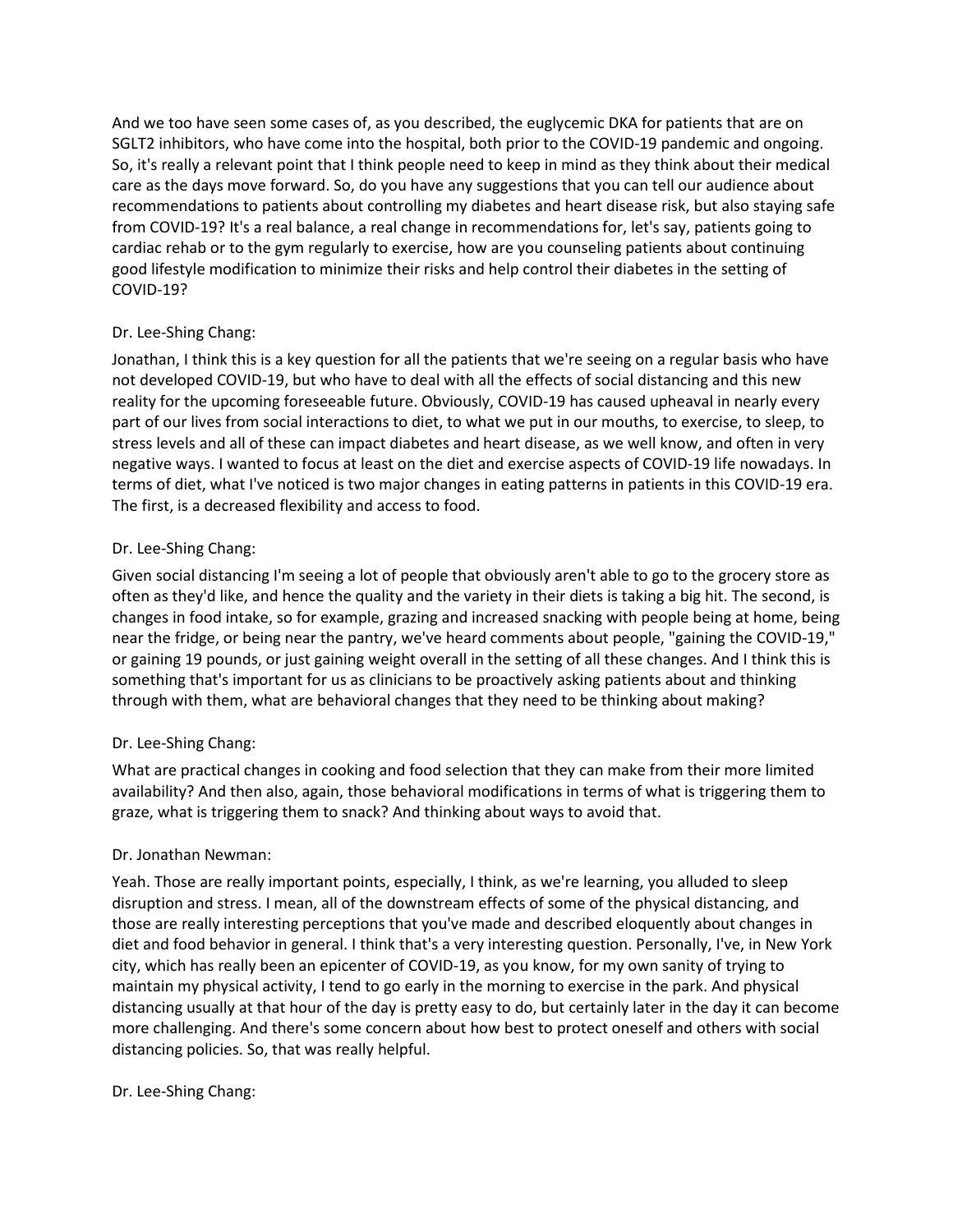And we too have seen some cases of, as you described, the euglycemic DKA for patients that are on SGLT2 inhibitors, who have come into the hospital, both prior to the COVID-19 pandemic and ongoing. So, it's really a relevant point that I think people need to keep in mind as they think about their medical care as the days move forward. So, do you have any suggestions that you can tell our audience about recommendations to patients about controlling my diabetes and heart disease risk, but also staying safe from COVID-19? It's a real balance, a real change in recommendations for, let's say, patients going to cardiac rehab or to the gym regularly to exercise, how are you counseling patients about continuing good lifestyle modification to minimize their risks and help control their diabetes in the setting of COVID-19?

Dr. Lee-Shing Chang:

Jonathan, I think this is a key question for all the patients that we're seeing on a regular basis who have not developed COVID-19, but who have to deal with all the effects of social distancing and this new reality for the upcoming foreseeable future. Obviously, COVID-19 has caused upheaval in nearly every part of our lives from social interactions to diet, to what we put in our mouths, to exercise, to sleep, to stress levels and all of these can impact diabetes and heart disease, as we well know, and often in very negative ways. I wanted to focus at least on the diet and exercise aspects of COVID-19 life nowadays. In terms of diet, what I've noticed is two major changes in eating patterns in patients in this COVID-19 era. The first, is a decreased flexibility and access to food.

Dr. Lee-Shing Chang:

Given social distancing I'm seeing a lot of people that obviously aren't able to go to the grocery store as often as they'd like, and hence the quality and the variety in their diets is taking a big hit. The second, is changes in food intake, so for example, grazing and increased snacking with people being at home, being near the fridge, or being near the pantry, we've heard comments about people, "gaining the COVID-19," or gaining 19 pounds, or just gaining weight overall in the setting of all these changes. And I think this is something that's important for us as clinicians to be proactively asking patients about and thinking through with them, what are behavioral changes that they need to be thinking about making?

Dr. Lee-Shing Chang:

What are practical changes in cooking and food selection that they can make from their more limited availability? And then also, again, those behavioral modifications in terms of what is triggering them to graze, what is triggering them to snack? And thinking about ways to avoid that.

Dr. Jonathan Newman:

Yeah. Those are really important points, especially, I think, as we're learning, you alluded to sleep disruption and stress. I mean, all of the downstream effects of some of the physical distancing, and those are really interesting perceptions that you've made and described eloquently about changes in diet and food behavior in general. I think that's a very interesting question. Personally, I've, in New York city, which has really been an epicenter of COVID-19, as you know, for my own sanity of trying to maintain my physical activity, I tend to go early in the morning to exercise in the park. And physical distancing usually at that hour of the day is pretty easy to do, but certainly later in the day it can become more challenging. And there's some concern about how best to protect oneself and others with social distancing policies. So, that was really helpful.

Dr. Lee-Shing Chang: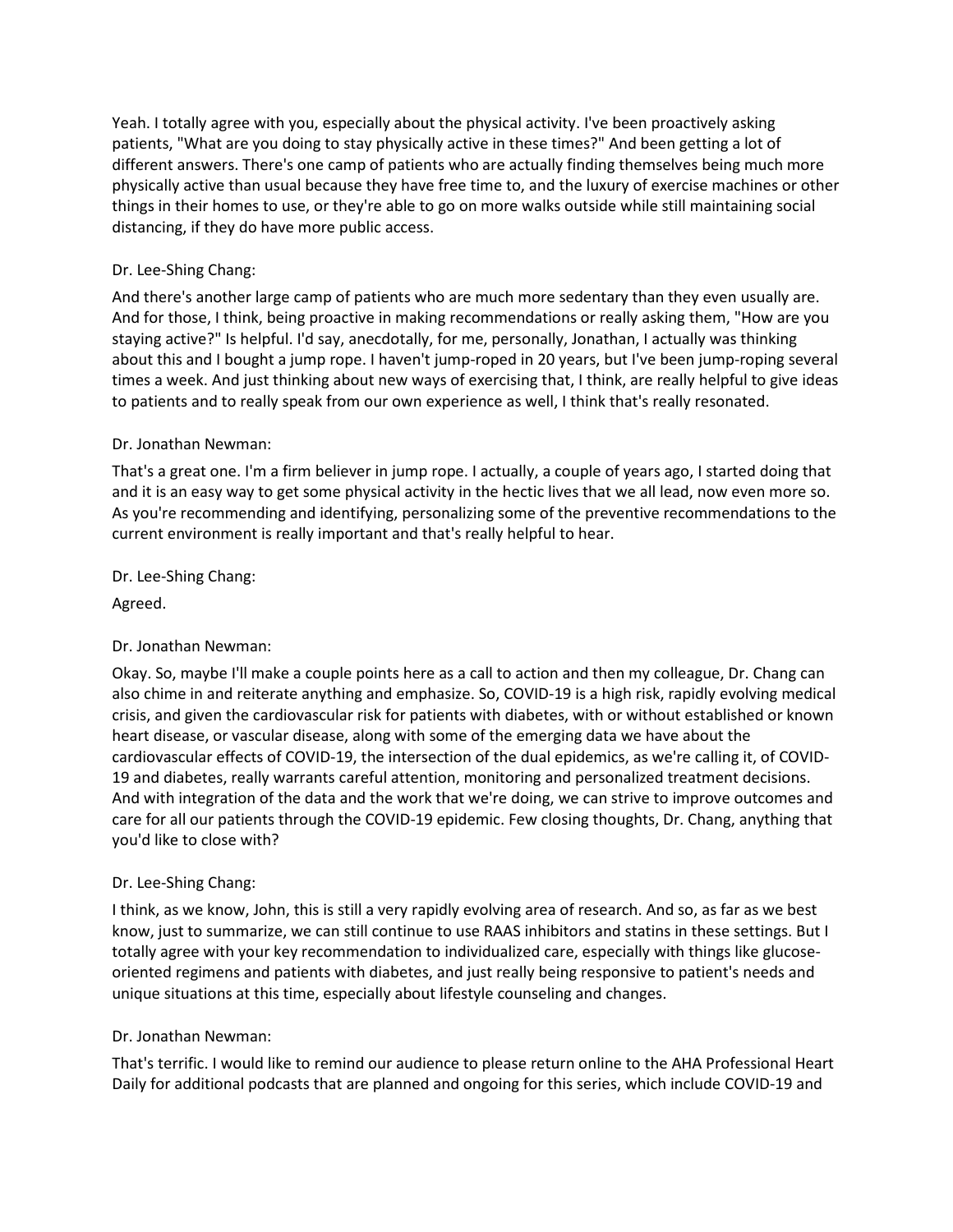Yeah. I totally agree with you, especially about the physical activity. I've been proactively asking patients, "What are you doing to stay physically active in these times?" And been getting a lot of different answers. There's one camp of patients who are actually finding themselves being much more physically active than usual because they have free time to, and the luxury of exercise machines or other things in their homes to use, or they're able to go on more walks outside while still maintaining social distancing, if they do have more public access.

Dr. Lee-Shing Chang:

And there's another large camp of patients who are much more sedentary than they even usually are. And for those, I think, being proactive in making recommendations or really asking them, "How are you staying active?" Is helpful. I'd say, anecdotally, for me, personally, Jonathan, I actually was thinking about this and I bought a jump rope. I haven't jump-roped in 20 years, but I've been jump-roping several times a week. And just thinking about new ways of exercising that, I think, are really helpful to give ideas to patients and to really speak from our own experience as well, I think that's really resonated.

Dr. Jonathan Newman:

That's a great one. I'm a firm believer in jump rope. I actually, a couple of years ago, I started doing that and it is an easy way to get some physical activity in the hectic lives that we all lead, now even more so. As you're recommending and identifying, personalizing some of the preventive recommendations to the current environment is really important and that's really helpful to hear.

Dr. Lee-Shing Chang:

Agreed.

Dr. Jonathan Newman:

Okay. So, maybe I'll make a couple points here as a call to action and then my colleague, Dr. Chang can also chime in and reiterate anything and emphasize. So, COVID-19 is a high risk, rapidly evolving medical crisis, and given the cardiovascular risk for patients with diabetes, with or without established or known heart disease, or vascular disease, along with some of the emerging data we have about the cardiovascular effects of COVID-19, the intersection of the dual epidemics, as we're calling it, of COVID-19 and diabetes, really warrants careful attention, monitoring and personalized treatment decisions. And with integration of the data and the work that we're doing, we can strive to improve outcomes and care for all our patients through the COVID-19 epidemic. Few closing thoughts, Dr. Chang, anything that you'd like to close with?

Dr. Lee-Shing Chang:

I think, as we know, John, this is still a very rapidly evolving area of research. And so, as far as we best know, just to summarize, we can still continue to use RAAS inhibitors and statins in these settings. But I totally agree with your key recommendation to individualized care, especially with things like glucose-oriented regimens and patients with diabetes, and just really being responsive to patient's needs and unique situations at this time, especially about lifestyle counseling and changes.

Dr. Jonathan Newman:

That's terrific. I would like to remind our audience to please return online to the AHA Professional Heart Daily for additional podcasts that are planned and ongoing for this series, which include COVID-19 and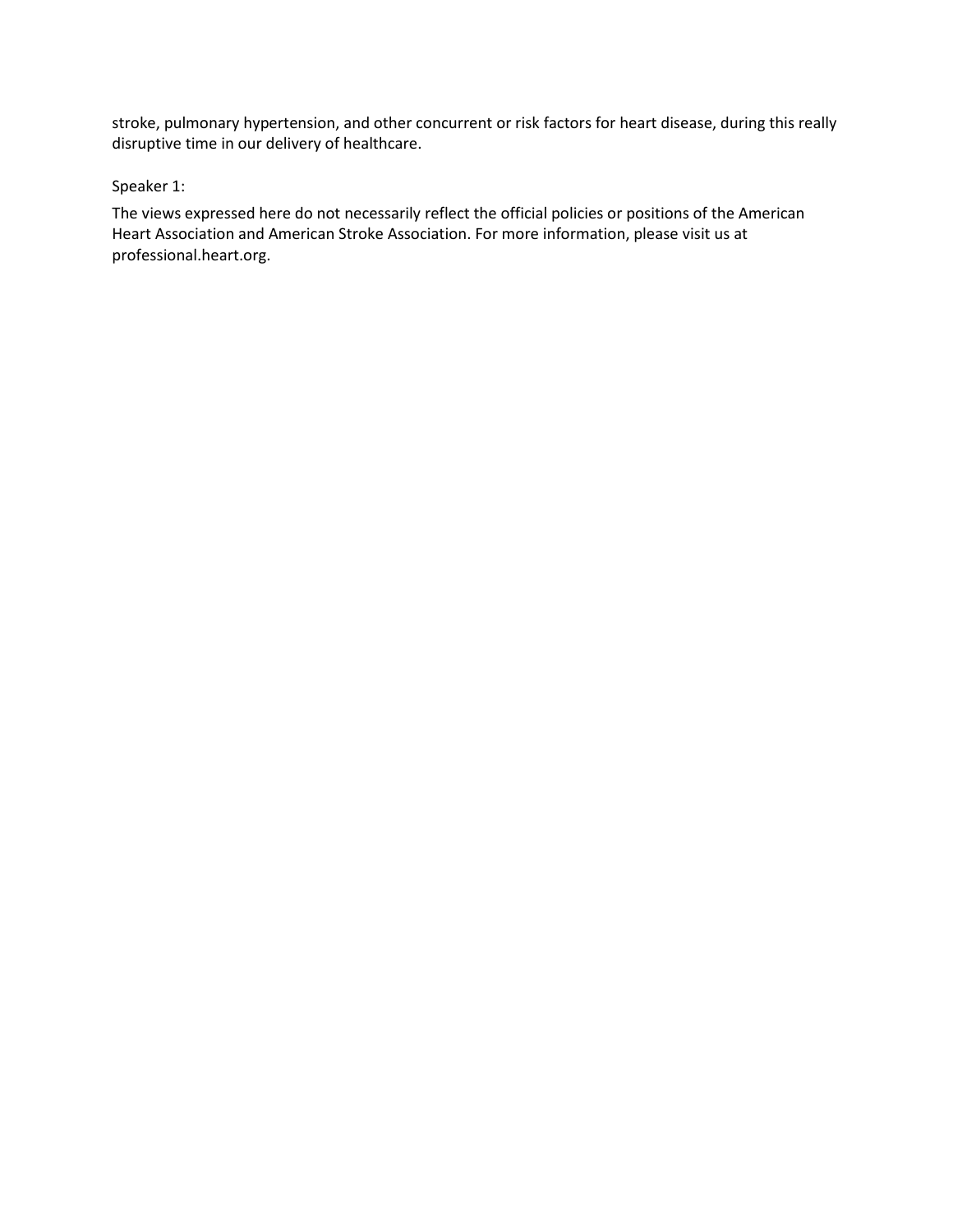stroke, pulmonary hypertension, and other concurrent or risk factors for heart disease, during this really disruptive time in our delivery of healthcare.

Speaker 1:

The views expressed here do not necessarily reflect the official policies or positions of the American Heart Association and American Stroke Association. For more information, please visit us at professional.heart.org.